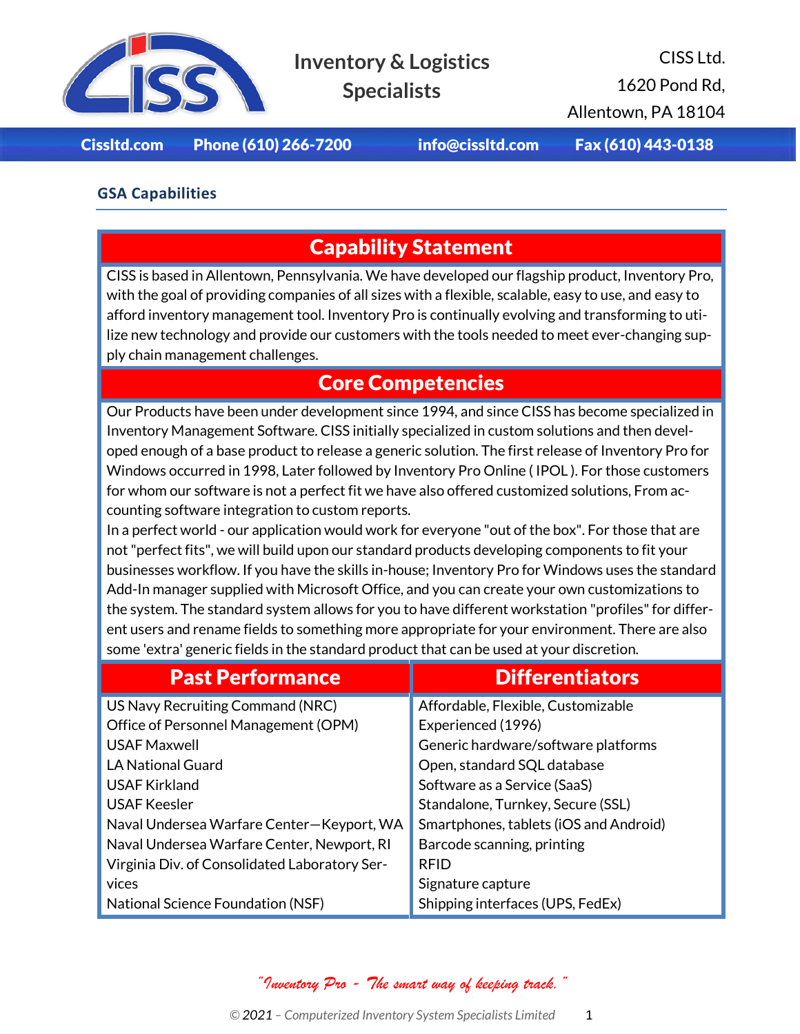Inventory & Logistics Specialists

CISS Ltd.
1620 Pond Rd,
Allentown, PA 18104

Cissltd.com Phone (610) 266-7200 info@cissltd.com Fax (610) 443-0138

## GSA Capabilities

## Capability Statement

CISS is based in Allentown, Pennsylvania. We have developed our flagship product, Inventory Pro, with the goal of providing companies of all sizes with a flexible, scalable, easy to use, and easy to afford inventory management tool. Inventory Pro is continually evolving and transforming to utilize new technology and provide our customers with the tools needed to meet ever-changing supply chain management challenges.

## Core Competencies

Our Products have been under development since 1994, and since CISS has become specialized in Inventory Management Software. CISS initially specialized in custom solutions and then developed enough of a base product to release a generic solution. The first release of Inventory Pro for Windows occurred in 1998, Later followed by Inventory Pro Online ( IPOL ). For those customers for whom our software is not a perfect fit we have also offered customized solutions, From accounting software integration to custom reports.

In a perfect world - our application would work for everyone "out of the box". For those that are not "perfect fits", we will build upon our standard products developing components to fit your businesses workflow. If you have the skills in-house; Inventory Pro for Windows uses the standard Add-In manager supplied with Microsoft Office, and you can create your own customizations to the system. The standard system allows for you to have different workstation "profiles" for different users and rename fields to something more appropriate for your environment. There are also some 'extra' generic fields in the standard product that can be used at your discretion.

| Past Performance | Differentiators |
| --- | --- |
| US Navy Recruiting Command (NRC) | Affordable, Flexible, Customizable |
| Office of Personnel Management (OPM) | Experienced (1996) |
| USAF Maxwell | Generic hardware/software platforms |
| LA National Guard | Open, standard SQL database |
| USAF Kirkland | Software as a Service (SaaS) |
| USAF Keesler | Standalone, Turnkey, Secure (SSL) |
| Naval Undersea Warfare Center—Keyport, WA | Smartphones, tablets (iOS and Android) |
| Naval Undersea Warfare Center, Newport, RI | Barcode scanning, printing |
| Virginia Div. of Consolidated Laboratory Services | RFID |
| National Science Foundation (NSF) | Signature capture |
| | Shipping interfaces (UPS, FedEx) |

*"Inventory Pro - The smart way of keeping track."*

*© 2021 – Computerized Inventory System Specialists Limited*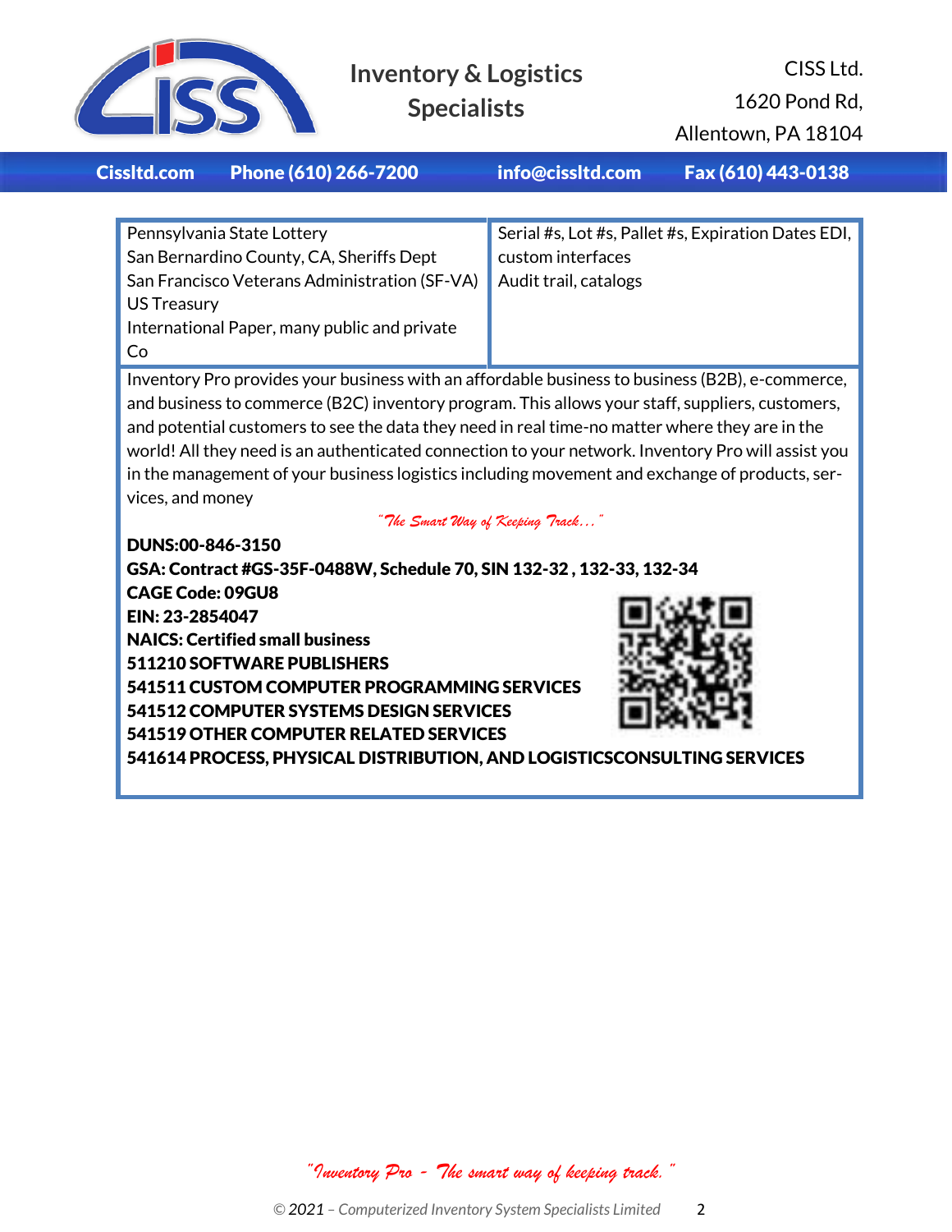Inventory & Logistics Specialists

CISS Ltd.
1620 Pond Rd,
Allentown, PA 18104

Cissltd.com Phone (610) 266-7200 info@cissltd.com Fax (610) 443-0138

| | |
|---|---|
| Pennsylvania State Lottery<br>San Bernardino County, CA, Sheriffs Dept<br>San Francisco Veterans Administration (SF-VA)<br>US Treasury<br>International Paper, many public and private Co | Serial #s, Lot #s, Pallet #s, Expiration Dates EDI, custom interfaces<br>Audit trail, catalogs |

Inventory Pro provides your business with an affordable business to business (B2B), e-commerce, and business to commerce (B2C) inventory program. This allows your staff, suppliers, customers, and potential customers to see the data they need in real time-no matter where they are in the world! All they need is an authenticated connection to your network. Inventory Pro will assist you in the management of your business logistics including movement and exchange of products, services, and money

*"The Smart Way of Keeping Track…"*

**DUNS:00-846-3150**
**GSA: Contract #GS-35F-0488W, Schedule 70, SIN 132-32 , 132-33, 132-34**
**CAGE Code: 09GU8**
**EIN: 23-2854047**
**NAICS: Certified small business**
**511210 SOFTWARE PUBLISHERS**
**541511 CUSTOM COMPUTER PROGRAMMING SERVICES**
**541512 COMPUTER SYSTEMS DESIGN SERVICES**
**541519 OTHER COMPUTER RELATED SERVICES**
**541614 PROCESS, PHYSICAL DISTRIBUTION, AND LOGISTICSCONSULTING SERVICES**

*"Inventory Pro - The smart way of keeping track."*

*© 2021 – Computerized Inventory System Specialists Limited*